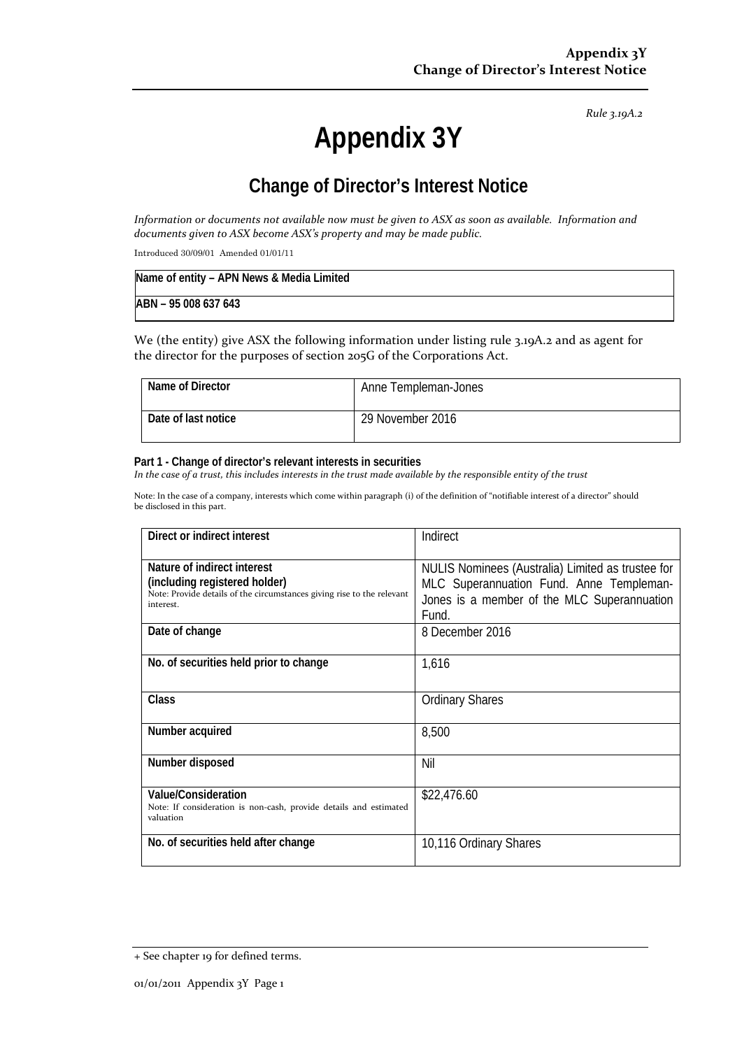*Rule 3.19A.2*

# Appendix 3Y

## Change of Director's Interest Notice

*Information or documents not available now must be given to ASX as soon as available. Information and documents given to ASX become ASX's property and may be made public.*

Introduced 30/09/01 Amended 01/01/11

| **Name of entity – APN News & Media Limited** |
|---|
| **ABN – 95 008 637 643** |

We (the entity) give ASX the following information under listing rule 3.19A.2 and as agent for the director for the purposes of section 205G of the Corporations Act.

| **Name of Director** | Anne Templeman-Jones |
|---|---|
| **Date of last notice** | 29 November 2016 |

**Part 1 - Change of director's relevant interests in securities**
*In the case of a trust, this includes interests in the trust made available by the responsible entity of the trust*

Note: In the case of a company, interests which come within paragraph (i) of the definition of "notifiable interest of a director" should be disclosed in this part.

| **Direct or indirect interest** | Indirect |
|---|---|
| **Nature of indirect interest (including registered holder)** Note: Provide details of the circumstances giving rise to the relevant interest. | NULIS Nominees (Australia) Limited as trustee for MLC Superannuation Fund. Anne Templeman-Jones is a member of the MLC Superannuation Fund. |
| **Date of change** | 8 December 2016 |
| **No. of securities held prior to change** | 1,616 |
| **Class** | Ordinary Shares |
| **Number acquired** | 8,500 |
| **Number disposed** | Nil |
| **Value/Consideration** Note: If consideration is non-cash, provide details and estimated valuation | $22,476.60 |
| **No. of securities held after change** | 10,116 Ordinary Shares |

+ See chapter 19 for defined terms.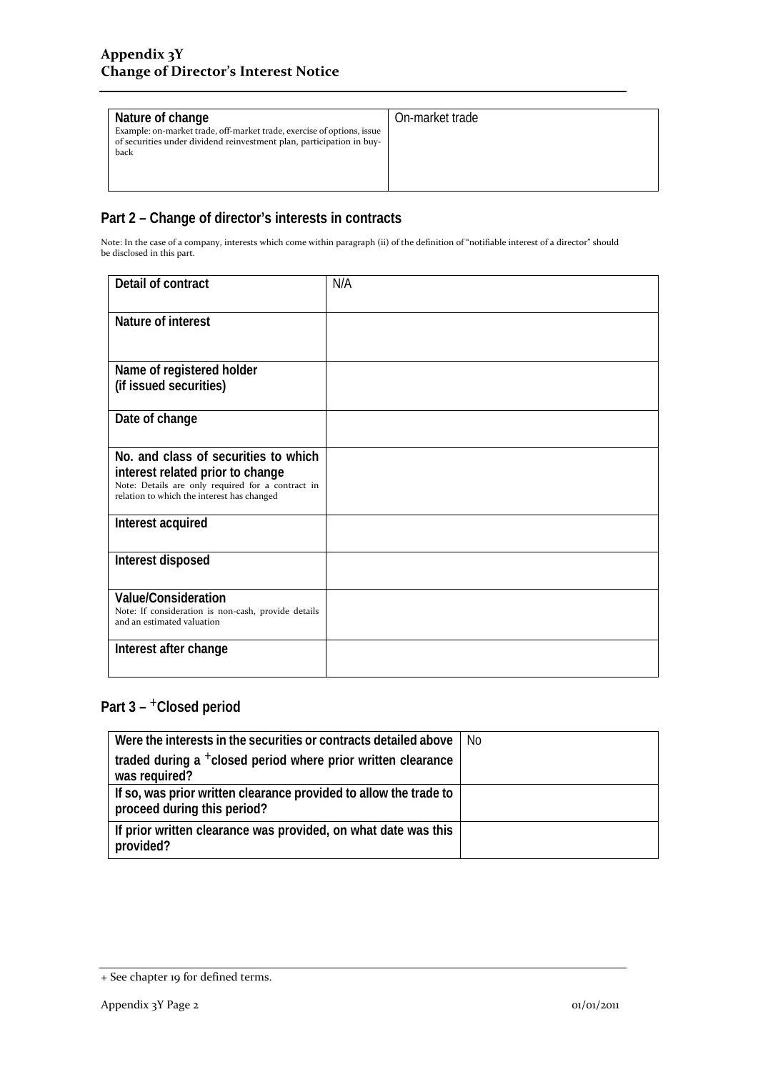| | |
|---|---|
| **Nature of change**<br>Example: on-market trade, off-market trade, exercise of options, issue of securities under dividend reinvestment plan, participation in buy-back | On-market trade |

## Part 2 – Change of director's interests in contracts

Note: In the case of a company, interests which come within paragraph (ii) of the definition of "notifiable interest of a director" should be disclosed in this part.

| | |
|---|---|
| **Detail of contract** | N/A |
| **Nature of interest** | |
| **Name of registered holder (if issued securities)** | |
| **Date of change** | |
| **No. and class of securities to which interest related prior to change**<br>Note: Details are only required for a contract in relation to which the interest has changed | |
| **Interest acquired** | |
| **Interest disposed** | |
| **Value/Consideration**<br>Note: If consideration is non-cash, provide details and an estimated valuation | |
| **Interest after change** | |

## Part 3 – +Closed period

| | |
|---|---|
| **Were the interests in the securities or contracts detailed above traded during a +closed period where prior written clearance was required?** | No |
| **If so, was prior written clearance provided to allow the trade to proceed during this period?** | |
| **If prior written clearance was provided, on what date was this provided?** | |

+ See chapter 19 for defined terms.